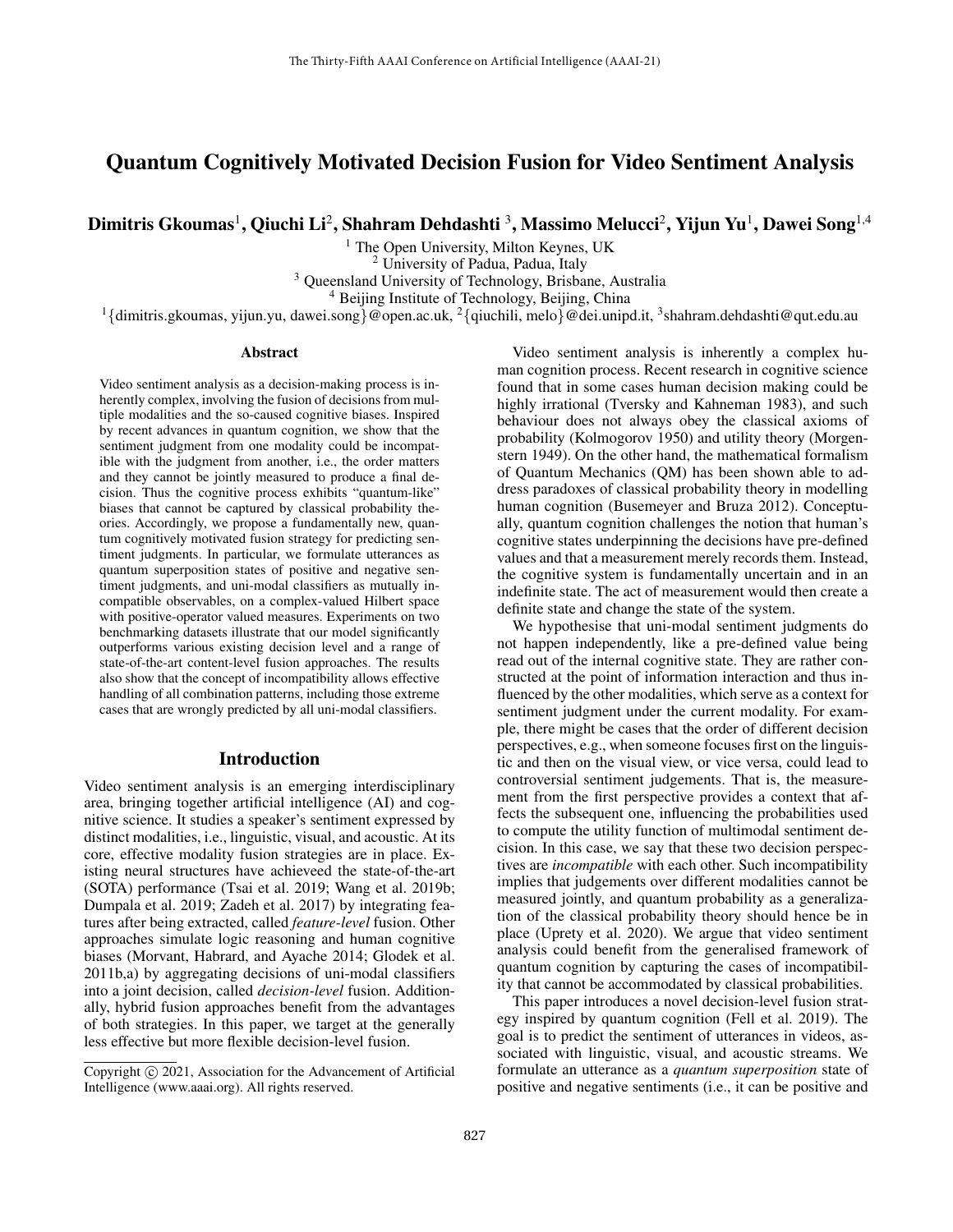# Quantum Cognitively Motivated Decision Fusion for Video Sentiment Analysis

**Dimitris Gkoumas**[1], **Qiuchi Li**[2], **Shahram Dehdashti** [3], **Massimo Melucci**[2], **Yijun Yu**[1], **Dawei Song**[1,4]

[1] The Open University, Milton Keynes, UK
[2] University of Padua, Padua, Italy
[3] Queensland University of Technology, Brisbane, Australia
[4] Beijing Institute of Technology, Beijing, China
[1]{dimitris.gkoumas, yijun.yu, dawei.song}@open.ac.uk, [2]{qiuchili, melo}@dei.unipd.it, [3]shahram.dehdashti@qut.edu.au

## Abstract

Video sentiment analysis as a decision-making process is inherently complex, involving the fusion of decisions from multiple modalities and the so-caused cognitive biases. Inspired by recent advances in quantum cognition, we show that the sentiment judgment from one modality could be incompatible with the judgment from another, i.e., the order matters and they cannot be jointly measured to produce a final decision. Thus the cognitive process exhibits "quantum-like" biases that cannot be captured by classical probability theories. Accordingly, we propose a fundamentally new, quantum cognitively motivated fusion strategy for predicting sentiment judgments. In particular, we formulate utterances as quantum superposition states of positive and negative sentiment judgments, and uni-modal classifiers as mutually incompatible observables, on a complex-valued Hilbert space with positive-operator valued measures. Experiments on two benchmarking datasets illustrate that our model significantly outperforms various existing decision level and a range of state-of-the-art content-level fusion approaches. The results also show that the concept of incompatibility allows effective handling of all combination patterns, including those extreme cases that are wrongly predicted by all uni-modal classifiers.

## Introduction

Video sentiment analysis is an emerging interdisciplinary area, bringing together artificial intelligence (AI) and cognitive science. It studies a speaker's sentiment expressed by distinct modalities, i.e., linguistic, visual, and acoustic. At its core, effective modality fusion strategies are in place. Existing neural structures have achieved the state-of-the-art (SOTA) performance (Tsai et al. 2019; Wang et al. 2019b; Dumpala et al. 2019; Zadeh et al. 2017) by integrating features after being extracted, called *feature-level* fusion. Other approaches simulate logic reasoning and human cognitive biases (Morvant, Habrard, and Ayache 2014; Glodek et al. 2011b,a) by aggregating decisions of uni-modal classifiers into a joint decision, called *decision-level* fusion. Additionally, hybrid fusion approaches benefit from the advantages of both strategies. In this paper, we target at the generally less effective but more flexible decision-level fusion.

Video sentiment analysis is inherently a complex human cognition process. Recent research in cognitive science found that in some cases human decision making could be highly irrational (Tversky and Kahneman 1983), and such behaviour does not always obey the classical axioms of probability (Kolmogorov 1950) and utility theory (Morgenstern 1949). On the other hand, the mathematical formalism of Quantum Mechanics (QM) has been shown able to address paradoxes of classical probability theory in modelling human cognition (Busemeyer and Bruza 2012). Conceptually, quantum cognition challenges the notion that human's cognitive states underpinning the decisions have pre-defined values and that a measurement merely records them. Instead, the cognitive system is fundamentally uncertain and in an indefinite state. The act of measurement would then create a definite state and change the state of the system.

We hypothesise that uni-modal sentiment judgments do not happen independently, like a pre-defined value being read out of the internal cognitive state. They are rather constructed at the point of information interaction and thus influenced by the other modalities, which serve as a context for sentiment judgment under the current modality. For example, there might be cases that the order of different decision perspectives, e.g., when someone focuses first on the linguistic and then on the visual view, or vice versa, could lead to controversial sentiment judgements. That is, the measurement from the first perspective provides a context that affects the subsequent one, influencing the probabilities used to compute the utility function of multimodal sentiment decision. In this case, we say that these two decision perspectives are *incompatible* with each other. Such incompatibility implies that judgements over different modalities cannot be measured jointly, and quantum probability as a generalization of the classical probability theory should hence be in place (Uprety et al. 2020). We argue that video sentiment analysis could benefit from the generalised framework of quantum cognition by capturing the cases of incompatibility that cannot be accommodated by classical probabilities.

This paper introduces a novel decision-level fusion strategy inspired by quantum cognition (Fell et al. 2019). The goal is to predict the sentiment of utterances in videos, associated with linguistic, visual, and acoustic streams. We formulate an utterance as a *quantum superposition* state of positive and negative sentiments (i.e., it can be positive and

Copyright © 2021, Association for the Advancement of Artificial Intelligence (www.aaai.org). All rights reserved.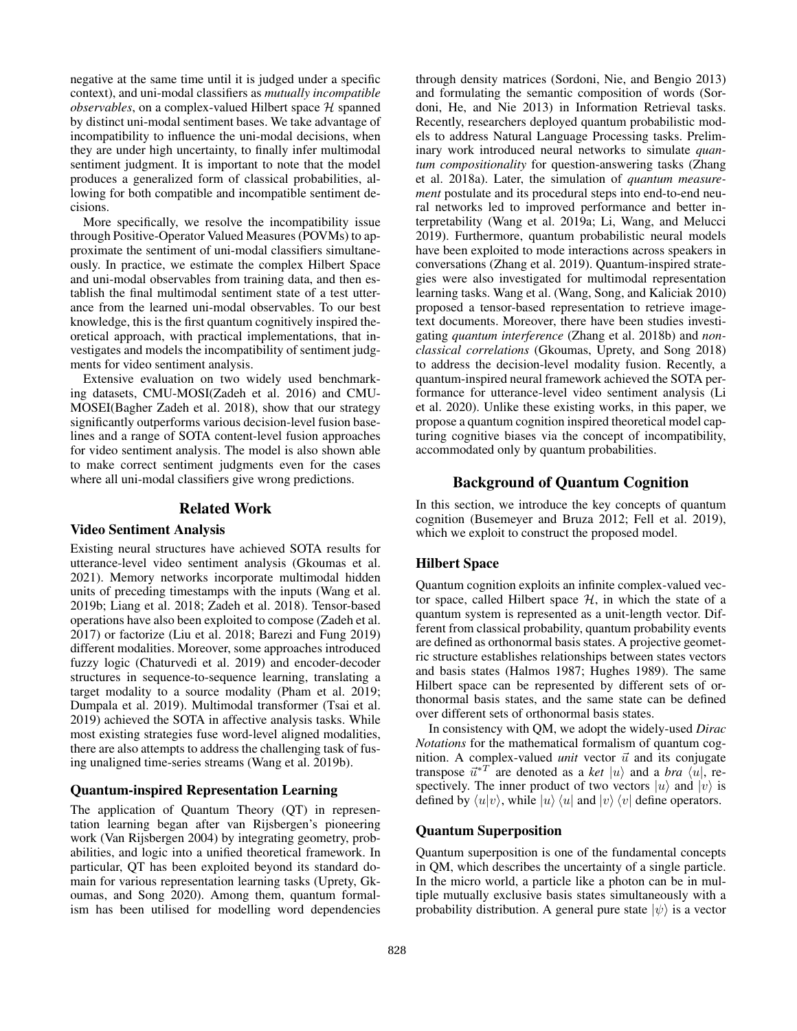negative at the same time until it is judged under a specific context), and uni-modal classifiers as *mutually incompatible observables*, on a complex-valued Hilbert space $\mathcal{H}$ spanned by distinct uni-modal sentiment bases. We take advantage of incompatibility to influence the uni-modal decisions, when they are under high uncertainty, to finally infer multimodal sentiment judgment. It is important to note that the model produces a generalized form of classical probabilities, allowing for both compatible and incompatible sentiment decisions.

More specifically, we resolve the incompatibility issue through Positive-Operator Valued Measures (POVMs) to approximate the sentiment of uni-modal classifiers simultaneously. In practice, we estimate the complex Hilbert Space and uni-modal observables from training data, and then establish the final multimodal sentiment state of a test utterance from the learned uni-modal observables. To our best knowledge, this is the first quantum cognitively inspired theoretical approach, with practical implementations, that investigates and models the incompatibility of sentiment judgments for video sentiment analysis.

Extensive evaluation on two widely used benchmarking datasets, CMU-MOSI(Zadeh et al. 2016) and CMU-MOSEI(Bagher Zadeh et al. 2018), show that our strategy significantly outperforms various decision-level fusion baselines and a range of SOTA content-level fusion approaches for video sentiment analysis. The model is also shown able to make correct sentiment judgments even for the cases where all uni-modal classifiers give wrong predictions.

## Related Work

### Video Sentiment Analysis

Existing neural structures have achieved SOTA results for utterance-level video sentiment analysis (Gkoumas et al. 2021). Memory networks incorporate multimodal hidden units of preceding timestamps with the inputs (Wang et al. 2019b; Liang et al. 2018; Zadeh et al. 2018). Tensor-based operations have also been exploited to compose (Zadeh et al. 2017) or factorize (Liu et al. 2018; Barezi and Fung 2019) different modalities. Moreover, some approaches introduced fuzzy logic (Chaturvedi et al. 2019) and encoder-decoder structures in sequence-to-sequence learning, translating a target modality to a source modality (Pham et al. 2019; Dumpala et al. 2019). Multimodal transformer (Tsai et al. 2019) achieved the SOTA in affective analysis tasks. While most existing strategies fuse word-level aligned modalities, there are also attempts to address the challenging task of fusing unaligned time-series streams (Wang et al. 2019b).

### Quantum-inspired Representation Learning

The application of Quantum Theory (QT) in representation learning began after van Rijsbergen's pioneering work (Van Rijsbergen 2004) by integrating geometry, probabilities, and logic into a unified theoretical framework. In particular, QT has been exploited beyond its standard domain for various representation learning tasks (Uprety, Gkoumas, and Song 2020). Among them, quantum formalism has been utilised for modelling word dependencies through density matrices (Sordoni, Nie, and Bengio 2013) and formulating the semantic composition of words (Sordoni, He, and Nie 2013) in Information Retrieval tasks. Recently, researchers deployed quantum probabilistic models to address Natural Language Processing tasks. Preliminary work introduced neural networks to simulate *quantum compositionality* for question-answering tasks (Zhang et al. 2018a). Later, the simulation of *quantum measurement* postulate and its procedural steps into end-to-end neural networks led to improved performance and better interpretability (Wang et al. 2019a; Li, Wang, and Melucci 2019). Furthermore, quantum probabilistic neural models have been exploited to mode interactions across speakers in conversations (Zhang et al. 2019). Quantum-inspired strategies were also investigated for multimodal representation learning tasks. Wang et al. (Wang, Song, and Kaliciak 2010) proposed a tensor-based representation to retrieve image-text documents. Moreover, there have been studies investigating *quantum interference* (Zhang et al. 2018b) and *non-classical correlations* (Gkoumas, Uprety, and Song 2018) to address the decision-level modality fusion. Recently, a quantum-inspired neural framework achieved the SOTA performance for utterance-level video sentiment analysis (Li et al. 2020). Unlike these existing works, in this paper, we propose a quantum cognition inspired theoretical model capturing cognitive biases via the concept of incompatibility, accommodated only by quantum probabilities.

## Background of Quantum Cognition

In this section, we introduce the key concepts of quantum cognition (Busemeyer and Bruza 2012; Fell et al. 2019), which we exploit to construct the proposed model.

### Hilbert Space

Quantum cognition exploits an infinite complex-valued vector space, called Hilbert space $\mathcal{H}$, in which the state of a quantum system is represented as a unit-length vector. Different from classical probability, quantum probability events are defined as orthonormal basis states. A projective geometric structure establishes relationships between states vectors and basis states (Halmos 1987; Hughes 1989). The same Hilbert space can be represented by different sets of orthonormal basis states, and the same state can be defined over different sets of orthonormal basis states.

In consistency with QM, we adopt the widely-used *Dirac Notations* for the mathematical formalism of quantum cognition. A complex-valued *unit* vector $\vec{u}$ and its conjugate transpose $\vec{u}^{*T}$ are denoted as a *ket* $|u\rangle$ and a *bra* $\langle u|$, respectively. The inner product of two vectors $|u\rangle$ and $|v\rangle$ is defined by $\langle u|v\rangle$, while $|u\rangle\langle u|$ and $|v\rangle\langle v|$ define operators.

### Quantum Superposition

Quantum superposition is one of the fundamental concepts in QM, which describes the uncertainty of a single particle. In the micro world, a particle like a photon can be in multiple mutually exclusive basis states simultaneously with a probability distribution. A general pure state $|\psi\rangle$ is a vector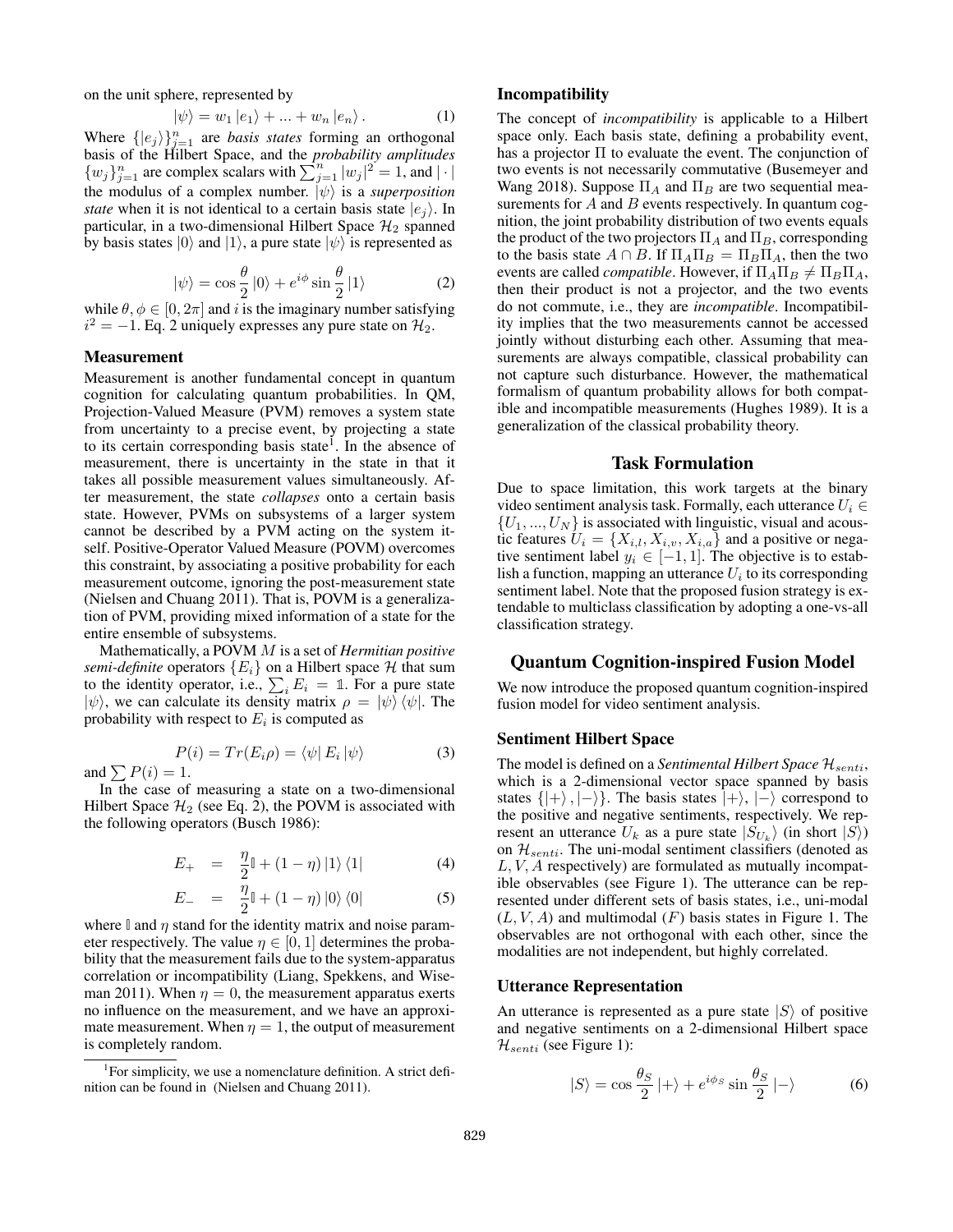on the unit sphere, represented by

$$|\psi\rangle = w_1 |e_1\rangle + ... + w_n |e_n\rangle . \quad (1)$$

Where $\{|e_j\rangle\}_{j=1}^n$ are *basis states* forming an orthogonal basis of the Hilbert Space, and the *probability amplitudes* $\{w_j\}_{j=1}^n$ are complex scalars with $\sum_{j=1}^n |w_j|^2 = 1$, and $|\cdot|$ the modulus of a complex number. $|\psi\rangle$ is a *superposition state* when it is not identical to a certain basis state $|e_j\rangle$. In particular, in a two-dimensional Hilbert Space $\mathcal{H}_2$ spanned by basis states $|0\rangle$ and $|1\rangle$, a pure state $|\psi\rangle$ is represented as

$$|\psi\rangle = \cos\frac{\theta}{2} |0\rangle + e^{i\phi} \sin\frac{\theta}{2} |1\rangle \quad (2)$$

while $\theta, \phi \in [0, 2\pi]$ and $i$ is the imaginary number satisfying $i^2 = -1$. Eq. 2 uniquely expresses any pure state on $\mathcal{H}_2$.

### Measurement

Measurement is another fundamental concept in quantum cognition for calculating quantum probabilities. In QM, Projection-Valued Measure (PVM) removes a system state from uncertainty to a precise event, by projecting a state to its certain corresponding basis state[1]. In the absence of measurement, there is uncertainty in the state in that it takes all possible measurement values simultaneously. After measurement, the state *collapses* onto a certain basis state. However, PVMs on subsystems of a larger system cannot be described by a PVM acting on the system itself. Positive-Operator Valued Measure (POVM) overcomes this constraint, by associating a positive probability for each measurement outcome, ignoring the post-measurement state (Nielsen and Chuang 2011). That is, POVM is a generalization of PVM, providing mixed information of a state for the entire ensemble of subsystems.

Mathematically, a POVM $M$ is a set of *Hermitian positive semi-definite* operators $\{E_i\}$ on a Hilbert space $\mathcal{H}$ that sum to the identity operator, i.e., $\sum_i E_i = \mathbb{1}$. For a pure state $|\psi\rangle$, we can calculate its density matrix $\rho = |\psi\rangle\langle\psi|$. The probability with respect to $E_i$ is computed as

$$P(i) = Tr(E_i \rho) = \langle\psi| E_i |\psi\rangle \quad (3)$$

and $\sum P(i) = 1$.

In the case of measuring a state on a two-dimensional Hilbert Space $\mathcal{H}_2$ (see Eq. 2), the POVM is associated with the following operators (Busch 1986):

$$E_+ = \frac{\eta}{2}\mathbb{I} + (1-\eta) |1\rangle\langle 1| \quad (4)$$

$$E_- = \frac{\eta}{2}\mathbb{I} + (1-\eta) |0\rangle\langle 0| \quad (5)$$

where $\mathbb{I}$ and $\eta$ stand for the identity matrix and noise parameter respectively. The value $\eta \in [0, 1]$ determines the probability that the measurement fails due to the system-apparatus correlation or incompatibility (Liang, Spekkens, and Wiseman 2011). When $\eta = 0$, the measurement apparatus exerts no influence on the measurement, and we have an approximate measurement. When $\eta = 1$, the output of measurement is completely random.

[1] For simplicity, we use a nomenclature definition. A strict definition can be found in (Nielsen and Chuang 2011).

### Incompatibility

The concept of *incompatibility* is applicable to a Hilbert space only. Each basis state, defining a probability event, has a projector $\Pi$ to evaluate the event. The conjunction of two events is not necessarily commutative (Busemeyer and Wang 2018). Suppose $\Pi_A$ and $\Pi_B$ are two sequential measurements for $A$ and $B$ events respectively. In quantum cognition, the joint probability distribution of two events equals the product of the two projectors $\Pi_A$ and $\Pi_B$, corresponding to the basis state $A \cap B$. If $\Pi_A \Pi_B = \Pi_B \Pi_A$, then the two events are called *compatible*. However, if $\Pi_A \Pi_B \neq \Pi_B \Pi_A$, then their product is not a projector, and the two events do not commute, i.e., they are *incompatible*. Incompatibility implies that the two measurements cannot be accessed jointly without disturbing each other. Assuming that measurements are always compatible, classical probability can not capture such disturbance. However, the mathematical formalism of quantum probability allows for both compatible and incompatible measurements (Hughes 1989). It is a generalization of the classical probability theory.

## Task Formulation

Due to space limitation, this work targets at the binary video sentiment analysis task. Formally, each utterance $U_i \in \{U_1, ..., U_N\}$ is associated with linguistic, visual and acoustic features $U_i = \{X_{i,l}, X_{i,v}, X_{i,a}\}$ and a positive or negative sentiment label $y_i \in [-1, 1]$. The objective is to establish a function, mapping an utterance $U_i$ to its corresponding sentiment label. Note that the proposed fusion strategy is extendable to multiclass classification by adopting a one-vs-all classification strategy.

## Quantum Cognition-inspired Fusion Model

We now introduce the proposed quantum cognition-inspired fusion model for video sentiment analysis.

### Sentiment Hilbert Space

The model is defined on a *Sentimental Hilbert Space* $\mathcal{H}_{senti}$, which is a 2-dimensional vector space spanned by basis states $\{|+\rangle, |-\rangle\}$. The basis states $|+\rangle$, $|-\rangle$ correspond to the positive and negative sentiments, respectively. We represent an utterance $U_k$ as a pure state $|S_{U_k}\rangle$ (in short $|S\rangle$) on $\mathcal{H}_{senti}$. The uni-modal sentiment classifiers (denoted as $L, V, A$ respectively) are formulated as mutually incompatible observables (see Figure 1). The utterance can be represented under different sets of basis states, i.e., uni-modal ($L, V, A$) and multimodal ($F$) basis states in Figure 1. The observables are not orthogonal with each other, since the modalities are not independent, but highly correlated.

### Utterance Representation

An utterance is represented as a pure state $|S\rangle$ of positive and negative sentiments on a 2-dimensional Hilbert space $\mathcal{H}_{senti}$ (see Figure 1):

$$|S\rangle = \cos\frac{\theta_S}{2} |+\rangle + e^{i\phi_S} \sin\frac{\theta_S}{2} |-\rangle \quad (6)$$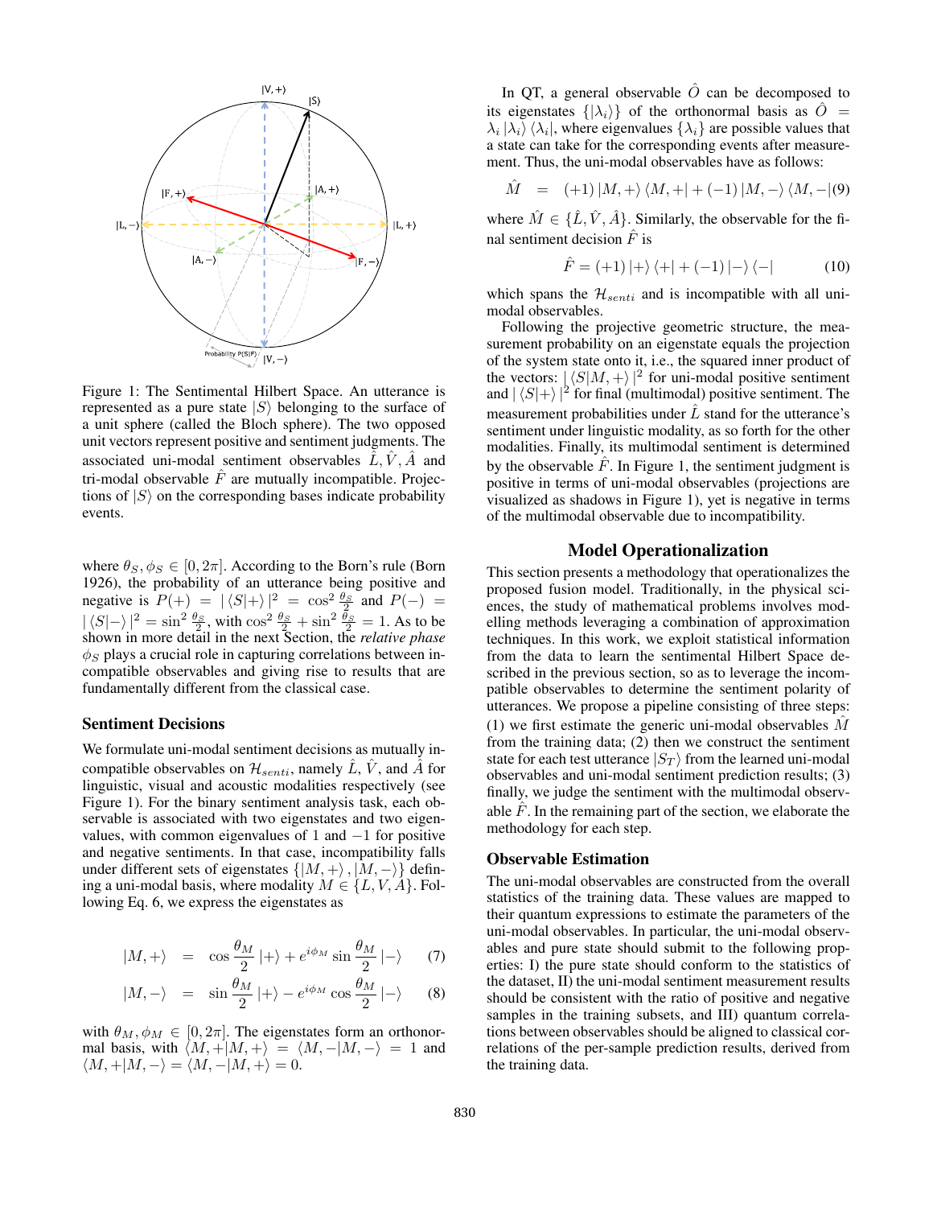Figure 1: The Sentimental Hilbert Space. An utterance is represented as a pure state $|S\rangle$ belonging to the surface of a unit sphere (called the Bloch sphere). The two opposed unit vectors represent positive and sentiment judgments. The associated uni-modal sentiment observables $\hat{L}, \hat{V}, \hat{A}$ and tri-modal observable $\hat{F}$ are mutually incompatible. Projections of $|S\rangle$ on the corresponding bases indicate probability events.

where $\theta_S, \phi_S \in [0, 2\pi]$. According to the Born's rule (Born 1926), the probability of an utterance being positive and negative is $P(+) = |\langle S|+\rangle|^2 = \cos^2 \frac{\theta_S}{2}$ and $P(-) = |\langle S|-\rangle|^2 = \sin^2 \frac{\theta_S}{2}$, with $\cos^2 \frac{\theta_S}{2} + \sin^2 \frac{\theta_S}{2} = 1$. As to be shown in more detail in the next Section, the *relative phase* $\phi_S$ plays a crucial role in capturing correlations between incompatible observables and giving rise to results that are fundamentally different from the classical case.

### Sentiment Decisions

We formulate uni-modal sentiment decisions as mutually incompatible observables on $\mathcal{H}_{senti}$, namely $\hat{L}$, $\hat{V}$, and $\hat{A}$ for linguistic, visual and acoustic modalities respectively (see Figure 1). For the binary sentiment analysis task, each observable is associated with two eigenstates and two eigenvalues, with common eigenvalues of 1 and $-1$ for positive and negative sentiments. In that case, incompatibility falls under different sets of eigenstates $\{|M,+\rangle, |M,-\rangle\}$ defining a uni-modal basis, where modality $M \in \{L, V, A\}$. Following Eq. 6, we express the eigenstates as

$$|M,+\rangle = \cos \frac{\theta_M}{2} |+\rangle + e^{i\phi_M} \sin \frac{\theta_M}{2} |-\rangle \quad (7)$$

$$|M,-\rangle = \sin \frac{\theta_M}{2} |+\rangle - e^{i\phi_M} \cos \frac{\theta_M}{2} |-\rangle \quad (8)$$

with $\theta_M, \phi_M \in [0, 2\pi]$. The eigenstates form an orthonormal basis, with $\langle M,+|M,+\rangle = \langle M,-|M,-\rangle = 1$ and $\langle M,+|M,-\rangle = \langle M,-|M,+\rangle = 0$.

In QT, a general observable $\hat{O}$ can be decomposed to its eigenstates $\{|\lambda_i\rangle\}$ of the orthonormal basis as $\hat{O} = \lambda_i |\lambda_i\rangle \langle\lambda_i|$, where eigenvalues $\{\lambda_i\}$ are possible values that a state can take for the corresponding events after measurement. Thus, the uni-modal observables have as follows:

$$\hat{M} = (+1) |M,+\rangle \langle M,+| + (-1) |M,-\rangle \langle M,-| \quad (9)$$

where $\hat{M} \in \{\hat{L}, \hat{V}, \hat{A}\}$. Similarly, the observable for the final sentiment decision $\hat{F}$ is

$$\hat{F} = (+1) |+\rangle \langle+| + (-1) |-\rangle \langle-| \quad (10)$$

which spans the $\mathcal{H}_{senti}$ and is incompatible with all uni-modal observables.

Following the projective geometric structure, the measurement probability on an eigenstate equals the projection of the system state onto it, i.e., the squared inner product of the vectors: $|\langle S|M,+\rangle|^2$ for uni-modal positive sentiment and $|\langle S|+\rangle|^2$ for final (multimodal) positive sentiment. The measurement probabilities under $\hat{L}$ stand for the utterance's sentiment under linguistic modality, as so forth for the other modalities. Finally, its multimodal sentiment is determined by the observable $\hat{F}$. In Figure 1, the sentiment judgment is positive in terms of uni-modal observables (projections are visualized as shadows in Figure 1), yet is negative in terms of the multimodal observable due to incompatibility.

## Model Operationalization

This section presents a methodology that operationalizes the proposed fusion model. Traditionally, in the physical sciences, the study of mathematical problems involves modelling methods leveraging a combination of approximation techniques. In this work, we exploit statistical information from the data to learn the sentimental Hilbert Space described in the previous section, so as to leverage the incompatible observables to determine the sentiment polarity of utterances. We propose a pipeline consisting of three steps: (1) we first estimate the generic uni-modal observables $\hat{M}$ from the training data; (2) then we construct the sentiment state for each test utterance $|S_T\rangle$ from the learned uni-modal observables and uni-modal sentiment prediction results; (3) finally, we judge the sentiment with the multimodal observable $\hat{F}$. In the remaining part of the section, we elaborate the methodology for each step.

### Observable Estimation

The uni-modal observables are constructed from the overall statistics of the training data. These values are mapped to their quantum expressions to estimate the parameters of the uni-modal observables. In particular, the uni-modal observables and pure state should submit to the following properties: I) the pure state should conform to the statistics of the dataset, II) the uni-modal sentiment measurement results should be consistent with the ratio of positive and negative samples in the training subsets, and III) quantum correlations between observables should be aligned to classical correlations of the per-sample prediction results, derived from the training data.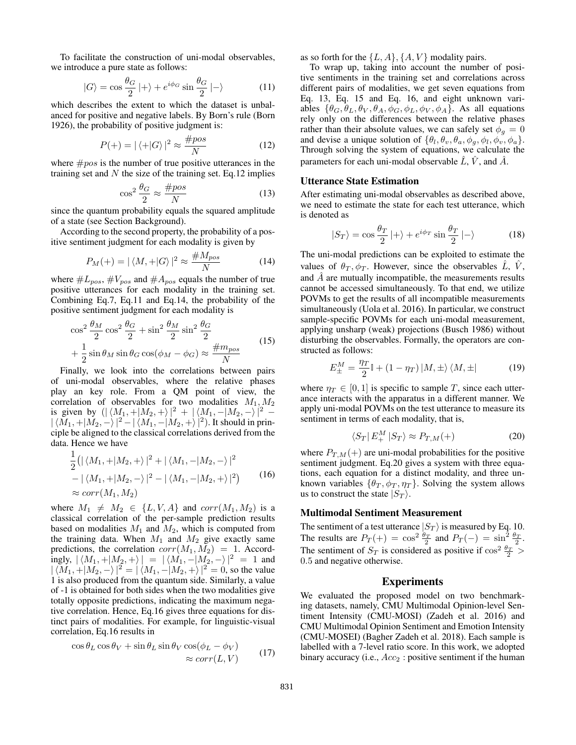To facilitate the construction of uni-modal observables, we introduce a pure state as follows:

$$|G\rangle = \cos\frac{\theta_G}{2}|+\rangle + e^{i\phi_G}\sin\frac{\theta_G}{2}|-\rangle \tag{11}$$

which describes the extent to which the dataset is unbalanced for positive and negative labels. By Born's rule (Born 1926), the probability of positive judgment is:

$$P(+) = |\langle +|G\rangle|^2 \approx \frac{\#pos}{N} \tag{12}$$

where $\#pos$ is the number of true positive utterances in the training set and $N$ the size of the training set. Eq.12 implies

$$\cos^2\frac{\theta_G}{2} \approx \frac{\#pos}{N} \tag{13}$$

since the quantum probability equals the squared amplitude of a state (see Section Background).

According to the second property, the probability of a positive sentiment judgment for each modality is given by

$$P_M(+) = |\langle M,+|G\rangle|^2 \approx \frac{\#M_{pos}}{N} \tag{14}$$

where $\#L_{pos}$, $\#V_{pos}$ and $\#A_{pos}$ equals the number of true positive utterances for each modality in the training set. Combining Eq.7, Eq.11 and Eq.14, the probability of the positive sentiment judgment for each modality is

$$\begin{aligned}&\cos^2\frac{\theta_M}{2}\cos^2\frac{\theta_G}{2} + \sin^2\frac{\theta_M}{2}\sin^2\frac{\theta_G}{2}\\ &+\frac{1}{2}\sin\theta_M\sin\theta_G\cos(\phi_M-\phi_G) \approx \frac{\#m_{pos}}{N}\end{aligned} \tag{15}$$

Finally, we look into the correlations between pairs of uni-modal observables, where the relative phases play an key role. From a QM point of view, the correlation of observables for two modalities $M_1, M_2$ is given by $(|\langle M_1,+|M_2,+\rangle|^2 + |\langle M_1,-|M_2,-\rangle|^2 - |\langle M_1,+|M_2,-\rangle|^2 - |\langle M_1,-|M_2,+\rangle|^2)$. It should in principle be aligned to the classical correlations derived from the data. Hence we have

$$\begin{aligned}&\frac{1}{2}\big(|\langle M_1,+|M_2,+\rangle|^2 + |\langle M_1,-|M_2,-\rangle|^2\\ &-|\langle M_1,+|M_2,-\rangle|^2 - |\langle M_1,-|M_2,+\rangle|^2\big)\\ &\approx corr(M_1,M_2)\end{aligned} \tag{16}$$

where $M_1 \neq M_2 \in \{L, V, A\}$ and $corr(M_1, M_2)$ is a classical correlation of the per-sample prediction results based on modalities $M_1$ and $M_2$, which is computed from the training data. When $M_1$ and $M_2$ give exactly same predictions, the correlation $corr(M_1, M_2) = 1$. Accordingly, $|\langle M_1,+|M_2,+\rangle| = |\langle M_1,-|M_2,-\rangle|^2 = 1$ and $|\langle M_1,+|M_2,-\rangle|^2 = |\langle M_1,-|M_2,+\rangle|^2 = 0$, so the value 1 is also produced from the quantum side. Similarly, a value of -1 is obtained for both sides when the two modalities give totally opposite predictions, indicating the maximum negative correlation. Hence, Eq.16 gives three equations for distinct pairs of modalities. For example, for linguistic-visual correlation, Eq.16 results in

$$\begin{aligned}\cos\theta_L\cos\theta_V + \sin\theta_L\sin\theta_V\cos(\phi_L-\phi_V)\\ \approx corr(L,V)\end{aligned} \tag{17}$$

as so forth for the $\{L, A\}, \{A, V\}$ modality pairs.

To wrap up, taking into account the number of positive sentiments in the training set and correlations across different pairs of modalities, we get seven equations from Eq. 13, Eq. 15 and Eq. 16, and eight unknown variables $\{\theta_G, \theta_L, \theta_V, \theta_A, \phi_G, \phi_L, \phi_V, \phi_A\}$. As all equations rely only on the differences between the relative phases rather than their absolute values, we can safely set $\phi_g = 0$ and devise a unique solution of $\{\theta_l, \theta_v, \theta_a, \phi_g, \phi_l, \phi_v, \phi_a\}$. Through solving the system of equations, we calculate the parameters for each uni-modal observable $\hat{L}$, $\hat{V}$, and $\hat{A}$.

### Utterance State Estimation

After estimating uni-modal observables as described above, we need to estimate the state for each test utterance, which is denoted as

$$|S_T\rangle = \cos\frac{\theta_T}{2}|+\rangle + e^{i\phi_T}\sin\frac{\theta_T}{2}|-\rangle \tag{18}$$

The uni-modal predictions can be exploited to estimate the values of $\theta_T, \phi_T$. However, since the observables $\hat{L}$, $\hat{V}$, and $\hat{A}$ are mutually incompatible, the measurements results cannot be accessed simultaneously. To that end, we utilize POVMs to get the results of all incompatible measurements simultaneously (Uola et al. 2016). In particular, we construct sample-specific POVMs for each uni-modal measurement, applying unsharp (weak) projections (Busch 1986) without disturbing the observables. Formally, the operators are constructed as follows:

$$E^M_{\pm} = \frac{\eta_T}{2}\mathbb{I} + (1-\eta_T)|M,\pm\rangle\langle M,\pm| \tag{19}$$

where $\eta_T \in [0, 1]$ is specific to sample $T$, since each utterance interacts with the apparatus in a different manner. We apply uni-modal POVMs on the test utterance to measure its sentiment in terms of each modality, that is,

$$\langle S_T|E^M_+|S_T\rangle \approx P_{T,M}(+) \tag{20}$$

where $P_{T,M}(+)$ are uni-modal probabilities for the positive sentiment judgment. Eq.20 gives a system with three equations, each equation for a distinct modality, and three unknown variables $\{\theta_T, \phi_T, \eta_T\}$. Solving the system allows us to construct the state $|S_T\rangle$.

### Multimodal Sentiment Measurement

The sentiment of a test utterance $|S_T\rangle$ is measured by Eq. 10. The results are $P_T(+) = \cos^2\frac{\theta_T}{2}$ and $P_T(-) = \sin^2\frac{\theta_T}{2}$. The sentiment of $S_T$ is considered as positive if $\cos^2\frac{\theta_T}{2} > 0.5$ and negative otherwise.

## Experiments

We evaluated the proposed model on two benchmarking datasets, namely, CMU Multimodal Opinion-level Sentiment Intensity (CMU-MOSI) (Zadeh et al. 2016) and CMU Multimodal Opinion Sentiment and Emotion Intensity (CMU-MOSEI) (Bagher Zadeh et al. 2018). Each sample is labelled with a 7-level ratio score. In this work, we adopted binary accuracy (i.e., $Acc_2$ : positive sentiment if the human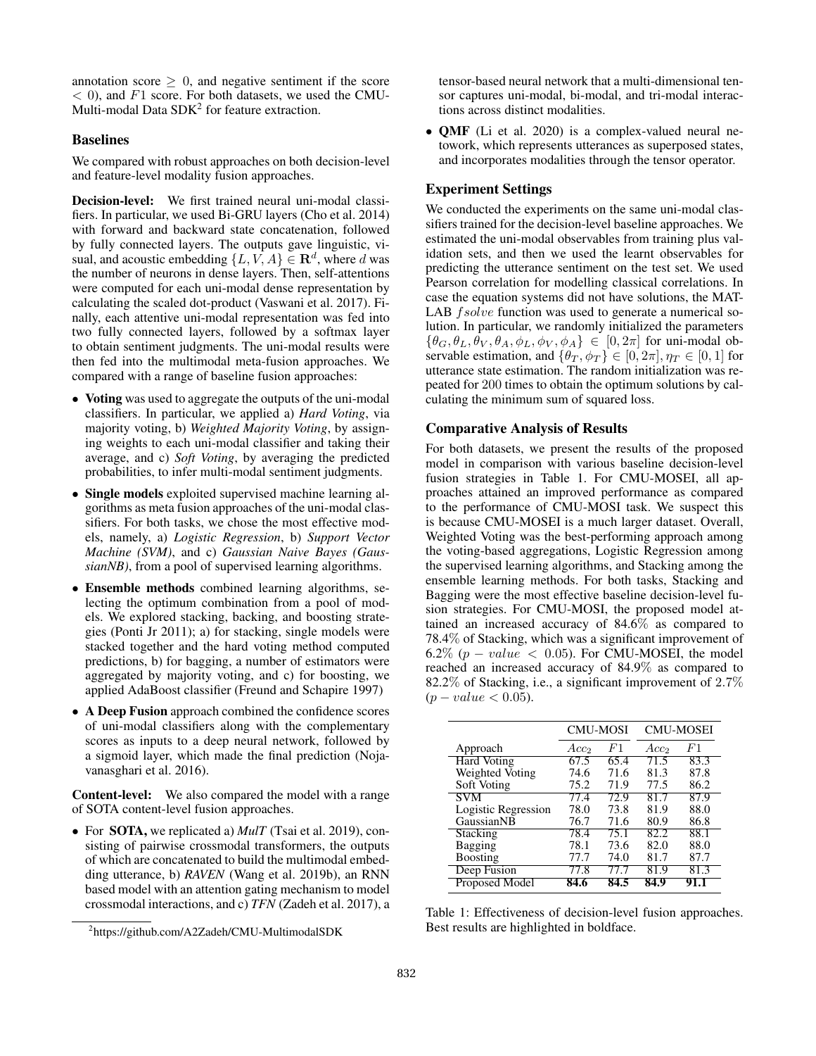annotation score $\geq 0$, and negative sentiment if the score $< 0$), and $F1$ score. For both datasets, we used the CMU-Multi-modal Data SDK[2] for feature extraction.

### Baselines

We compared with robust approaches on both decision-level and feature-level modality fusion approaches.

**Decision-level:** We first trained neural uni-modal classifiers. In particular, we used Bi-GRU layers (Cho et al. 2014) with forward and backward state concatenation, followed by fully connected layers. The outputs gave linguistic, visual, and acoustic embedding $\{L, V, A\} \in \mathbf{R}^d$, where $d$ was the number of neurons in dense layers. Then, self-attentions were computed for each uni-modal dense representation by calculating the scaled dot-product (Vaswani et al. 2017). Finally, each attentive uni-modal representation was fed into two fully connected layers, followed by a softmax layer to obtain sentiment judgments. The uni-modal results were then fed into the multimodal meta-fusion approaches. We compared with a range of baseline fusion approaches:

- **Voting** was used to aggregate the outputs of the uni-modal classifiers. In particular, we applied a) *Hard Voting*, via majority voting, b) *Weighted Majority Voting*, by assigning weights to each uni-modal classifier and taking their average, and c) *Soft Voting*, by averaging the predicted probabilities, to infer multi-modal sentiment judgments.
- **Single models** exploited supervised machine learning algorithms as meta fusion approaches of the uni-modal classifiers. For both tasks, we chose the most effective models, namely, a) *Logistic Regression*, b) *Support Vector Machine (SVM)*, and c) *Gaussian Naive Bayes (GaussianNB)*, from a pool of supervised learning algorithms.
- **Ensemble methods** combined learning algorithms, selecting the optimum combination from a pool of models. We explored stacking, backing, and boosting strategies (Ponti Jr 2011); a) for stacking, single models were stacked together and the hard voting method computed predictions, b) for bagging, a number of estimators were aggregated by majority voting, and c) for boosting, we applied AdaBoost classifier (Freund and Schapire 1997)
- **A Deep Fusion** approach combined the confidence scores of uni-modal classifiers along with the complementary scores as inputs to a deep neural network, followed by a sigmoid layer, which made the final prediction (Nojavanasghari et al. 2016).

**Content-level:** We also compared the model with a range of SOTA content-level fusion approaches.

- For **SOTA,** we replicated a) *MulT* (Tsai et al. 2019), consisting of pairwise crossmodal transformers, the outputs of which are concatenated to build the multimodal embedding utterance, b) *RAVEN* (Wang et al. 2019b), an RNN based model with an attention gating mechanism to model crossmodal interactions, and c) *TFN* (Zadeh et al. 2017), a tensor-based neural network that a multi-dimensional tensor captures uni-modal, bi-modal, and tri-modal interactions across distinct modalities.
- **QMF** (Li et al. 2020) is a complex-valued neural netowork, which represents utterances as superposed states, and incorporates modalities through the tensor operator.

[2]https://github.com/A2Zadeh/CMU-MultimodalSDK

### Experiment Settings

We conducted the experiments on the same uni-modal classifiers trained for the decision-level baseline approaches. We estimated the uni-modal observables from training plus validation sets, and then we used the learnt observables for predicting the utterance sentiment on the test set. We used Pearson correlation for modelling classical correlations. In case the equation systems did not have solutions, the MATLAB $fsolve$ function was used to generate a numerical solution. In particular, we randomly initialized the parameters $\{\theta_G, \theta_L, \theta_V, \theta_A, \phi_L, \phi_V, \phi_A\} \in [0, 2\pi]$ for uni-modal observable estimation, and $\{\theta_T, \phi_T\} \in [0, 2\pi], \eta_T \in [0, 1]$ for utterance state estimation. The random initialization was repeated for 200 times to obtain the optimum solutions by calculating the minimum sum of squared loss.

### Comparative Analysis of Results

For both datasets, we present the results of the proposed model in comparison with various baseline decision-level fusion strategies in Table 1. For CMU-MOSEI, all approaches attained an improved performance as compared to the performance of CMU-MOSI task. We suspect this is because CMU-MOSEI is a much larger dataset. Overall, Weighted Voting was the best-performing approach among the voting-based aggregations, Logistic Regression among the supervised learning algorithms, and Stacking among the ensemble learning methods. For both tasks, Stacking and Bagging were the most effective baseline decision-level fusion strategies. For CMU-MOSI, the proposed model attained an increased accuracy of 84.6% as compared to 78.4% of Stacking, which was a significant improvement of 6.2% ($p-value < 0.05$). For CMU-MOSEI, the model reached an increased accuracy of 84.9% as compared to 82.2% of Stacking, i.e., a significant improvement of 2.7% ($p-value < 0.05$).

| | CMU-MOSI | | CMU-MOSEI | |
|---|---|---|---|---|
| Approach | $Acc_2$ | $F1$ | $Acc_2$ | $F1$ |
| Hard Voting | 67.5 | 65.4 | 71.5 | 83.3 |
| Weighted Voting | 74.6 | 71.6 | 81.3 | 87.8 |
| Soft Voting | 75.2 | 71.9 | 77.5 | 86.2 |
| SVM | 77.4 | 72.9 | 81.7 | 87.9 |
| Logistic Regression | 78.0 | 73.8 | 81.9 | 88.0 |
| GaussianNB | 76.7 | 71.6 | 80.9 | 86.8 |
| Stacking | 78.4 | 75.1 | 82.2 | 88.1 |
| Bagging | 78.1 | 73.6 | 82.0 | 88.0 |
| Boosting | 77.7 | 74.0 | 81.7 | 87.7 |
| Deep Fusion | 77.8 | 77.7 | 81.9 | 81.3 |
| Proposed Model | **84.6** | **84.5** | **84.9** | **91.1** |

Table 1: Effectiveness of decision-level fusion approaches. Best results are highlighted in boldface.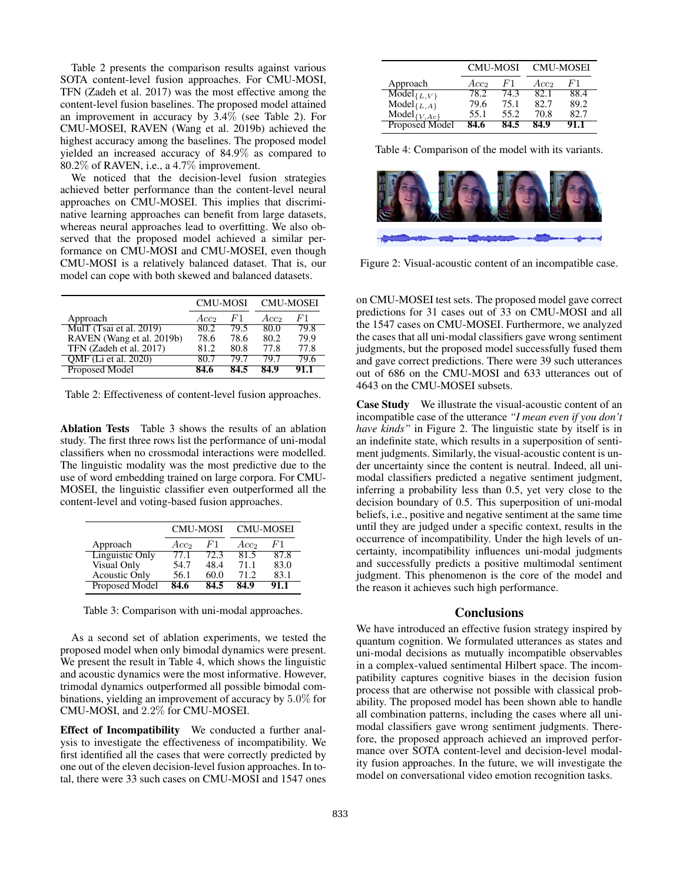Table 2 presents the comparison results against various SOTA content-level fusion approaches. For CMU-MOSI, TFN (Zadeh et al. 2017) was the most effective among the content-level fusion baselines. The proposed model attained an improvement in accuracy by 3.4% (see Table 2). For CMU-MOSEI, RAVEN (Wang et al. 2019b) achieved the highest accuracy among the baselines. The proposed model yielded an increased accuracy of 84.9% as compared to 80.2% of RAVEN, i.e., a 4.7% improvement.

We noticed that the decision-level fusion strategies achieved better performance than the content-level neural approaches on CMU-MOSEI. This implies that discriminative learning approaches can benefit from large datasets, whereas neural approaches lead to overfitting. We also observed that the proposed model achieved a similar performance on CMU-MOSI and CMU-MOSEI, even though CMU-MOSI is a relatively balanced dataset. That is, our model can cope with both skewed and balanced datasets.

| | CMU-MOSI | | CMU-MOSEI | |
|---|---|---|---|---|
| Approach | $Acc_2$ | $F1$ | $Acc_2$ | $F1$ |
| MulT (Tsai et al. 2019) | 80.2 | 79.5 | 80.0 | 79.8 |
| RAVEN (Wang et al. 2019b) | 78.6 | 78.6 | 80.2 | 79.9 |
| TFN (Zadeh et al. 2017) | 81.2 | 80.8 | 77.8 | 77.8 |
| QMF (Li et al. 2020) | 80.7 | 79.7 | 79.7 | 79.6 |
| Proposed Model | **84.6** | **84.5** | **84.9** | **91.1** |

Table 2: Effectiveness of content-level fusion approaches.

**Ablation Tests** Table 3 shows the results of an ablation study. The first three rows list the performance of uni-modal classifiers when no crossmodal interactions were modelled. The linguistic modality was the most predictive due to the use of word embedding trained on large corpora. For CMU-MOSEI, the linguistic classifier even outperformed all the content-level and voting-based fusion approaches.

| | CMU-MOSI | | CMU-MOSEI | |
|---|---|---|---|---|
| Approach | $Acc_2$ | $F1$ | $Acc_2$ | $F1$ |
| Linguistic Only | 77.1 | 72.3 | 81.5 | 87.8 |
| Visual Only | 54.7 | 48.4 | 71.1 | 83.0 |
| Acoustic Only | 56.1 | 60.0 | 71.2 | 83.1 |
| Proposed Model | **84.6** | **84.5** | **84.9** | **91.1** |

Table 3: Comparison with uni-modal approaches.

As a second set of ablation experiments, we tested the proposed model when only bimodal dynamics were present. We present the result in Table 4, which shows the linguistic and acoustic dynamics were the most informative. However, trimodal dynamics outperformed all possible bimodal combinations, yielding an improvement of accuracy by 5.0% for CMU-MOSI, and 2.2% for CMU-MOSEI.

**Effect of Incompatibility** We conducted a further analysis to investigate the effectiveness of incompatibility. We first identified all the cases that were correctly predicted by one out of the eleven decision-level fusion approaches. In total, there were 33 such cases on CMU-MOSI and 1547 ones on CMU-MOSEI test sets. The proposed model gave correct predictions for 31 cases out of 33 on CMU-MOSI and all the 1547 cases on CMU-MOSEI. Furthermore, we analyzed the cases that all uni-modal classifiers gave wrong sentiment judgments, but the proposed model successfully fused them and gave correct predictions. There were 39 such utterances out of 686 on the CMU-MOSI and 633 utterances out of 4643 on the CMU-MOSEI subsets.

| | CMU-MOSI | | CMU-MOSEI | |
|---|---|---|---|---|
| Approach | $Acc_2$ | $F1$ | $Acc_2$ | $F1$ |
| $\text{Model}_{\{L,V\}}$ | 78.2 | 74.3 | 82.1 | 88.4 |
| $\text{Model}_{\{L,A\}}$ | 79.6 | 75.1 | 82.7 | 89.2 |
| $\text{Model}_{\{V,Ac\}}$ | 55.1 | 55.2 | 70.8 | 82.7 |
| Proposed Model | **84.6** | **84.5** | **84.9** | **91.1** |

Table 4: Comparison of the model with its variants.

Figure 2: Visual-acoustic content of an incompatible case.

**Case Study** We illustrate the visual-acoustic content of an incompatible case of the utterance *"I mean even if you don't have kinds"* in Figure 2. The linguistic state by itself is in an indefinite state, which results in a superposition of sentiment judgments. Similarly, the visual-acoustic content is under uncertainty since the content is neutral. Indeed, all unimodal classifiers predicted a negative sentiment judgment, inferring a probability less than 0.5, yet very close to the decision boundary of 0.5. This superposition of uni-modal beliefs, i.e., positive and negative sentiment at the same time until they are judged under a specific context, results in the occurrence of incompatibility. Under the high levels of uncertainty, incompatibility influences uni-modal judgments and successfully predicts a positive multimodal sentiment judgment. This phenomenon is the core of the model and the reason it achieves such high performance.

## Conclusions

We have introduced an effective fusion strategy inspired by quantum cognition. We formulated utterances as states and uni-modal decisions as mutually incompatible observables in a complex-valued sentimental Hilbert space. The incompatibility captures cognitive biases in the decision fusion process that are otherwise not possible with classical probability. The proposed model has been shown able to handle all combination patterns, including the cases where all unimodal classifiers gave wrong sentiment judgments. Therefore, the proposed approach achieved an improved performance over SOTA content-level and decision-level modality fusion approaches. In the future, we will investigate the model on conversational video emotion recognition tasks.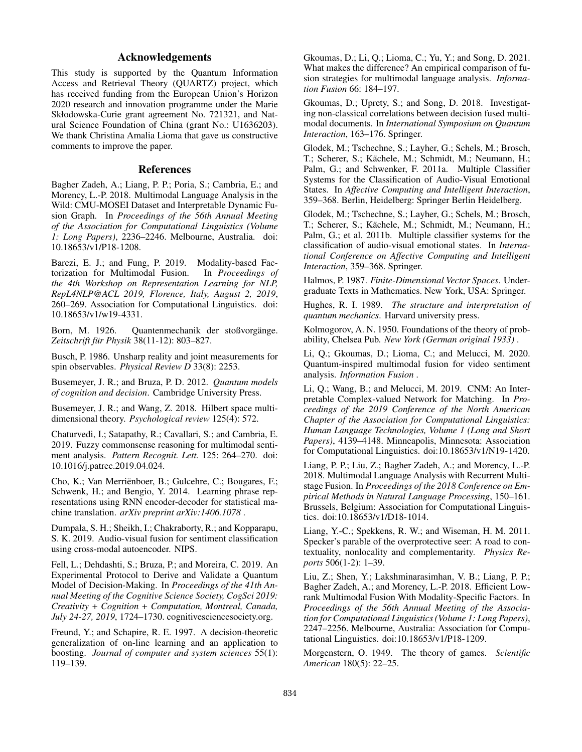## Acknowledgements

This study is supported by the Quantum Information Access and Retrieval Theory (QUARTZ) project, which has received funding from the European Union's Horizon 2020 research and innovation programme under the Marie Skłodowska-Curie grant agreement No. 721321, and Natural Science Foundation of China (grant No.: U1636203). We thank Christina Amalia Lioma that gave us constructive comments to improve the paper.

## References

Bagher Zadeh, A.; Liang, P. P.; Poria, S.; Cambria, E.; and Morency, L.-P. 2018. Multimodal Language Analysis in the Wild: CMU-MOSEI Dataset and Interpretable Dynamic Fusion Graph. In *Proceedings of the 56th Annual Meeting of the Association for Computational Linguistics (Volume 1: Long Papers)*, 2236–2246. Melbourne, Australia. doi: 10.18653/v1/P18-1208.

Barezi, E. J.; and Fung, P. 2019. Modality-based Factorization for Multimodal Fusion. In *Proceedings of the 4th Workshop on Representation Learning for NLP, RepL4NLP@ACL 2019, Florence, Italy, August 2, 2019*, 260–269. Association for Computational Linguistics. doi: 10.18653/v1/w19-4331.

Born, M. 1926. Quantenmechanik der stoßvorgänge. *Zeitschrift für Physik* 38(11-12): 803–827.

Busch, P. 1986. Unsharp reality and joint measurements for spin observables. *Physical Review D* 33(8): 2253.

Busemeyer, J. R.; and Bruza, P. D. 2012. *Quantum models of cognition and decision*. Cambridge University Press.

Busemeyer, J. R.; and Wang, Z. 2018. Hilbert space multidimensional theory. *Psychological review* 125(4): 572.

Chaturvedi, I.; Satapathy, R.; Cavallari, S.; and Cambria, E. 2019. Fuzzy commonsense reasoning for multimodal sentiment analysis. *Pattern Recognit. Lett.* 125: 264–270. doi: 10.1016/j.patrec.2019.04.024.

Cho, K.; Van Merriënboer, B.; Gulcehre, C.; Bougares, F.; Schwenk, H.; and Bengio, Y. 2014. Learning phrase representations using RNN encoder-decoder for statistical machine translation. *arXiv preprint arXiv:1406.1078* .

Dumpala, S. H.; Sheikh, I.; Chakraborty, R.; and Kopparapu, S. K. 2019. Audio-visual fusion for sentiment classification using cross-modal autoencoder. NIPS.

Fell, L.; Dehdashti, S.; Bruza, P.; and Moreira, C. 2019. An Experimental Protocol to Derive and Validate a Quantum Model of Decision-Making. In *Proceedings of the 41th Annual Meeting of the Cognitive Science Society, CogSci 2019: Creativity + Cognition + Computation, Montreal, Canada, July 24-27, 2019*, 1724–1730. cognitivesciencesociety.org.

Freund, Y.; and Schapire, R. E. 1997. A decision-theoretic generalization of on-line learning and an application to boosting. *Journal of computer and system sciences* 55(1): 119–139.

Gkoumas, D.; Li, Q.; Lioma, C.; Yu, Y.; and Song, D. 2021. What makes the difference? An empirical comparison of fusion strategies for multimodal language analysis. *Information Fusion* 66: 184–197.

Gkoumas, D.; Uprety, S.; and Song, D. 2018. Investigating non-classical correlations between decision fused multimodal documents. In *International Symposium on Quantum Interaction*, 163–176. Springer.

Glodek, M.; Tschechne, S.; Layher, G.; Schels, M.; Brosch, T.; Scherer, S.; Kächele, M.; Schmidt, M.; Neumann, H.; Palm, G.; and Schwenker, F. 2011a. Multiple Classifier Systems for the Classification of Audio-Visual Emotional States. In *Affective Computing and Intelligent Interaction*, 359–368. Berlin, Heidelberg: Springer Berlin Heidelberg.

Glodek, M.; Tschechne, S.; Layher, G.; Schels, M.; Brosch, T.; Scherer, S.; Kächele, M.; Schmidt, M.; Neumann, H.; Palm, G.; et al. 2011b. Multiple classifier systems for the classification of audio-visual emotional states. In *International Conference on Affective Computing and Intelligent Interaction*, 359–368. Springer.

Halmos, P. 1987. *Finite-Dimensional Vector Spaces*. Undergraduate Texts in Mathematics. New York, USA: Springer.

Hughes, R. I. 1989. *The structure and interpretation of quantum mechanics*. Harvard university press.

Kolmogorov, A. N. 1950. Foundations of the theory of probability, Chelsea Pub. *New York (German original 1933)* .

Li, Q.; Gkoumas, D.; Lioma, C.; and Melucci, M. 2020. Quantum-inspired multimodal fusion for video sentiment analysis. *Information Fusion* .

Li, Q.; Wang, B.; and Melucci, M. 2019. CNM: An Interpretable Complex-valued Network for Matching. In *Proceedings of the 2019 Conference of the North American Chapter of the Association for Computational Linguistics: Human Language Technologies, Volume 1 (Long and Short Papers)*, 4139–4148. Minneapolis, Minnesota: Association for Computational Linguistics. doi:10.18653/v1/N19-1420.

Liang, P. P.; Liu, Z.; Bagher Zadeh, A.; and Morency, L.-P. 2018. Multimodal Language Analysis with Recurrent Multistage Fusion. In *Proceedings of the 2018 Conference on Empirical Methods in Natural Language Processing*, 150–161. Brussels, Belgium: Association for Computational Linguistics. doi:10.18653/v1/D18-1014.

Liang, Y.-C.; Spekkens, R. W.; and Wiseman, H. M. 2011. Specker's parable of the overprotective seer: A road to contextuality, nonlocality and complementarity. *Physics Reports* 506(1-2): 1–39.

Liu, Z.; Shen, Y.; Lakshminarasimhan, V. B.; Liang, P. P.; Bagher Zadeh, A.; and Morency, L.-P. 2018. Efficient Low-rank Multimodal Fusion With Modality-Specific Factors. In *Proceedings of the 56th Annual Meeting of the Association for Computational Linguistics (Volume 1: Long Papers)*, 2247–2256. Melbourne, Australia: Association for Computational Linguistics. doi:10.18653/v1/P18-1209.

Morgenstern, O. 1949. The theory of games. *Scientific American* 180(5): 22–25.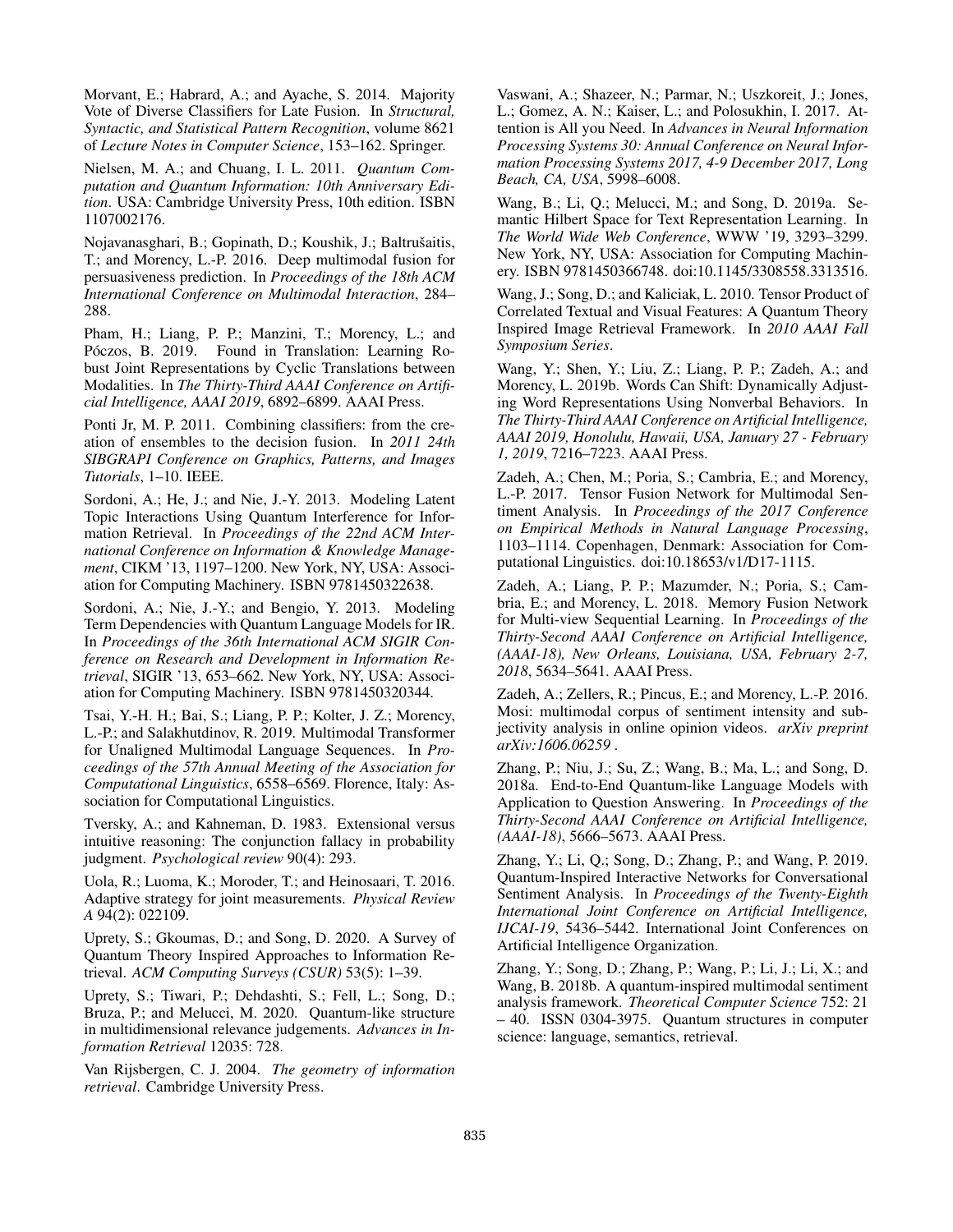Morvant, E.; Habrard, A.; and Ayache, S. 2014. Majority Vote of Diverse Classifiers for Late Fusion. In *Structural, Syntactic, and Statistical Pattern Recognition*, volume 8621 of *Lecture Notes in Computer Science*, 153–162. Springer.

Nielsen, M. A.; and Chuang, I. L. 2011. *Quantum Computation and Quantum Information: 10th Anniversary Edition*. USA: Cambridge University Press, 10th edition. ISBN 1107002176.

Nojavanasghari, B.; Gopinath, D.; Koushik, J.; Baltrušaitis, T.; and Morency, L.-P. 2016. Deep multimodal fusion for persuasiveness prediction. In *Proceedings of the 18th ACM International Conference on Multimodal Interaction*, 284–288.

Pham, H.; Liang, P. P.; Manzini, T.; Morency, L.; and Póczos, B. 2019. Found in Translation: Learning Robust Joint Representations by Cyclic Translations between Modalities. In *The Thirty-Third AAAI Conference on Artificial Intelligence, AAAI 2019*, 6892–6899. AAAI Press.

Ponti Jr, M. P. 2011. Combining classifiers: from the creation of ensembles to the decision fusion. In *2011 24th SIBGRAPI Conference on Graphics, Patterns, and Images Tutorials*, 1–10. IEEE.

Sordoni, A.; He, J.; and Nie, J.-Y. 2013. Modeling Latent Topic Interactions Using Quantum Interference for Information Retrieval. In *Proceedings of the 22nd ACM International Conference on Information & Knowledge Management*, CIKM '13, 1197–1200. New York, NY, USA: Association for Computing Machinery. ISBN 9781450322638.

Sordoni, A.; Nie, J.-Y.; and Bengio, Y. 2013. Modeling Term Dependencies with Quantum Language Models for IR. In *Proceedings of the 36th International ACM SIGIR Conference on Research and Development in Information Retrieval*, SIGIR '13, 653–662. New York, NY, USA: Association for Computing Machinery. ISBN 9781450320344.

Tsai, Y.-H. H.; Bai, S.; Liang, P. P.; Kolter, J. Z.; Morency, L.-P.; and Salakhutdinov, R. 2019. Multimodal Transformer for Unaligned Multimodal Language Sequences. In *Proceedings of the 57th Annual Meeting of the Association for Computational Linguistics*, 6558–6569. Florence, Italy: Association for Computational Linguistics.

Tversky, A.; and Kahneman, D. 1983. Extensional versus intuitive reasoning: The conjunction fallacy in probability judgment. *Psychological review* 90(4): 293.

Uola, R.; Luoma, K.; Moroder, T.; and Heinosaari, T. 2016. Adaptive strategy for joint measurements. *Physical Review A* 94(2): 022109.

Uprety, S.; Gkoumas, D.; and Song, D. 2020. A Survey of Quantum Theory Inspired Approaches to Information Retrieval. *ACM Computing Surveys (CSUR)* 53(5): 1–39.

Uprety, S.; Tiwari, P.; Dehdashti, S.; Fell, L.; Song, D.; Bruza, P.; and Melucci, M. 2020. Quantum-like structure in multidimensional relevance judgements. *Advances in Information Retrieval* 12035: 728.

Van Rijsbergen, C. J. 2004. *The geometry of information retrieval*. Cambridge University Press.

Vaswani, A.; Shazeer, N.; Parmar, N.; Uszkoreit, J.; Jones, L.; Gomez, A. N.; Kaiser, L.; and Polosukhin, I. 2017. Attention is All you Need. In *Advances in Neural Information Processing Systems 30: Annual Conference on Neural Information Processing Systems 2017, 4-9 December 2017, Long Beach, CA, USA*, 5998–6008.

Wang, B.; Li, Q.; Melucci, M.; and Song, D. 2019a. Semantic Hilbert Space for Text Representation Learning. In *The World Wide Web Conference*, WWW '19, 3293–3299. New York, NY, USA: Association for Computing Machinery. ISBN 9781450366748. doi:10.1145/3308558.3313516.

Wang, J.; Song, D.; and Kaliciak, L. 2010. Tensor Product of Correlated Textual and Visual Features: A Quantum Theory Inspired Image Retrieval Framework. In *2010 AAAI Fall Symposium Series*.

Wang, Y.; Shen, Y.; Liu, Z.; Liang, P. P.; Zadeh, A.; and Morency, L. 2019b. Words Can Shift: Dynamically Adjusting Word Representations Using Nonverbal Behaviors. In *The Thirty-Third AAAI Conference on Artificial Intelligence, AAAI 2019, Honolulu, Hawaii, USA, January 27 - February 1, 2019*, 7216–7223. AAAI Press.

Zadeh, A.; Chen, M.; Poria, S.; Cambria, E.; and Morency, L.-P. 2017. Tensor Fusion Network for Multimodal Sentiment Analysis. In *Proceedings of the 2017 Conference on Empirical Methods in Natural Language Processing*, 1103–1114. Copenhagen, Denmark: Association for Computational Linguistics. doi:10.18653/v1/D17-1115.

Zadeh, A.; Liang, P. P.; Mazumder, N.; Poria, S.; Cambria, E.; and Morency, L. 2018. Memory Fusion Network for Multi-view Sequential Learning. In *Proceedings of the Thirty-Second AAAI Conference on Artificial Intelligence, (AAAI-18), New Orleans, Louisiana, USA, February 2-7, 2018*, 5634–5641. AAAI Press.

Zadeh, A.; Zellers, R.; Pincus, E.; and Morency, L.-P. 2016. Mosi: multimodal corpus of sentiment intensity and subjectivity analysis in online opinion videos. *arXiv preprint arXiv:1606.06259* .

Zhang, P.; Niu, J.; Su, Z.; Wang, B.; Ma, L.; and Song, D. 2018a. End-to-End Quantum-like Language Models with Application to Question Answering. In *Proceedings of the Thirty-Second AAAI Conference on Artificial Intelligence, (AAAI-18)*, 5666–5673. AAAI Press.

Zhang, Y.; Li, Q.; Song, D.; Zhang, P.; and Wang, P. 2019. Quantum-Inspired Interactive Networks for Conversational Sentiment Analysis. In *Proceedings of the Twenty-Eighth International Joint Conference on Artificial Intelligence, IJCAI-19*, 5436–5442. International Joint Conferences on Artificial Intelligence Organization.

Zhang, Y.; Song, D.; Zhang, P.; Wang, P.; Li, J.; Li, X.; and Wang, B. 2018b. A quantum-inspired multimodal sentiment analysis framework. *Theoretical Computer Science* 752: 21 – 40. ISSN 0304-3975. Quantum structures in computer science: language, semantics, retrieval.